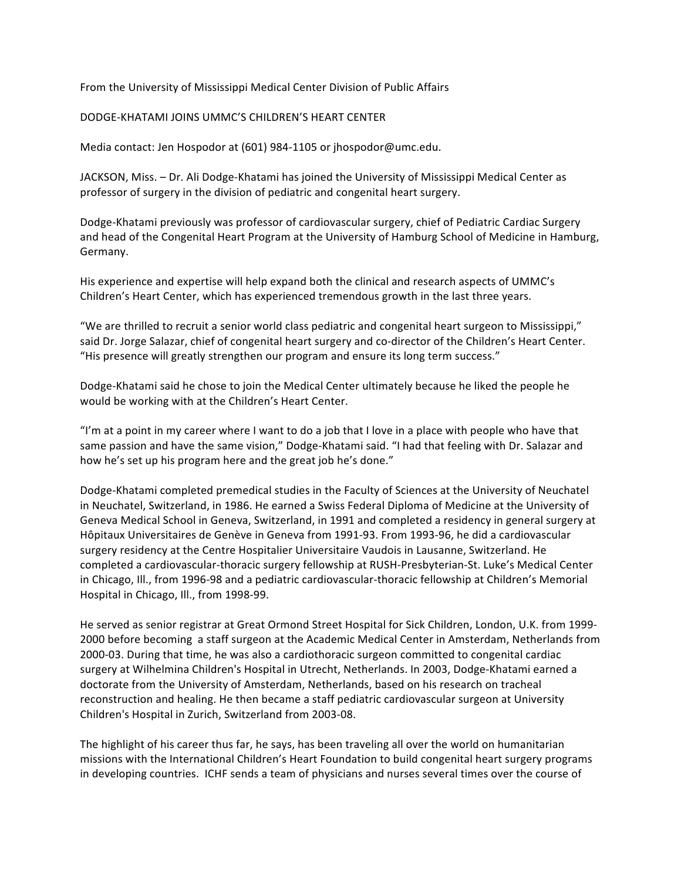From the University of Mississippi Medical Center Division of Public Affairs

DODGE-KHATAMI JOINS UMMC'S CHILDREN'S HEART CENTER

Media contact: Jen Hospodor at (601) 984-1105 or jhospodor@umc.edu.

JACKSON, Miss. – Dr. Ali Dodge-Khatami has joined the University of Mississippi Medical Center as professor of surgery in the division of pediatric and congenital heart surgery.

Dodge-Khatami previously was professor of cardiovascular surgery, chief of Pediatric Cardiac Surgery and head of the Congenital Heart Program at the University of Hamburg School of Medicine in Hamburg, Germany.

His experience and expertise will help expand both the clinical and research aspects of UMMC's Children's Heart Center, which has experienced tremendous growth in the last three years.

"We are thrilled to recruit a senior world class pediatric and congenital heart surgeon to Mississippi," said Dr. Jorge Salazar, chief of congenital heart surgery and co-director of the Children's Heart Center. "His presence will greatly strengthen our program and ensure its long term success."

Dodge-Khatami said he chose to join the Medical Center ultimately because he liked the people he would be working with at the Children's Heart Center.

"I'm at a point in my career where I want to do a job that I love in a place with people who have that same passion and have the same vision," Dodge-Khatami said. "I had that feeling with Dr. Salazar and how he's set up his program here and the great job he's done."

Dodge-Khatami completed premedical studies in the Faculty of Sciences at the University of Neuchatel in Neuchatel, Switzerland, in 1986. He earned a Swiss Federal Diploma of Medicine at the University of Geneva Medical School in Geneva, Switzerland, in 1991 and completed a residency in general surgery at Hôpitaux Universitaires de Genève in Geneva from 1991-93. From 1993-96, he did a cardiovascular surgery residency at the Centre Hospitalier Universitaire Vaudois in Lausanne, Switzerland. He completed a cardiovascular-thoracic surgery fellowship at RUSH-Presbyterian-St. Luke's Medical Center in Chicago, Ill., from 1996-98 and a pediatric cardiovascular-thoracic fellowship at Children's Memorial Hospital in Chicago, Ill., from 1998-99.

He served as senior registrar at Great Ormond Street Hospital for Sick Children, London, U.K. from 1999-2000 before becoming a staff surgeon at the Academic Medical Center in Amsterdam, Netherlands from 2000-03. During that time, he was also a cardiothoracic surgeon committed to congenital cardiac surgery at Wilhelmina Children's Hospital in Utrecht, Netherlands. In 2003, Dodge-Khatami earned a doctorate from the University of Amsterdam, Netherlands, based on his research on tracheal reconstruction and healing. He then became a staff pediatric cardiovascular surgeon at University Children's Hospital in Zurich, Switzerland from 2003-08.

The highlight of his career thus far, he says, has been traveling all over the world on humanitarian missions with the International Children's Heart Foundation to build congenital heart surgery programs in developing countries. ICHF sends a team of physicians and nurses several times over the course of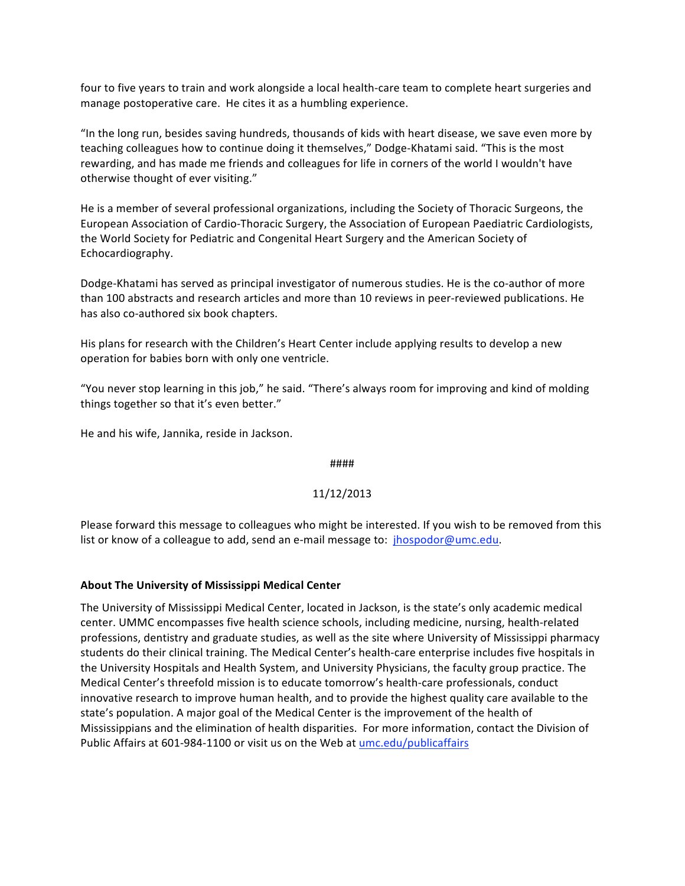four to five years to train and work alongside a local health-care team to complete heart surgeries and manage postoperative care. He cites it as a humbling experience.

“In the long run, besides saving hundreds, thousands of kids with heart disease, we save even more by teaching colleagues how to continue doing it themselves,” Dodge-Khatami said. “This is the most rewarding, and has made me friends and colleagues for life in corners of the world I wouldn't have otherwise thought of ever visiting.”

He is a member of several professional organizations, including the Society of Thoracic Surgeons, the European Association of Cardio-Thoracic Surgery, the Association of European Paediatric Cardiologists, the World Society for Pediatric and Congenital Heart Surgery and the American Society of Echocardiography.

Dodge-Khatami has served as principal investigator of numerous studies. He is the co-author of more than 100 abstracts and research articles and more than 10 reviews in peer-reviewed publications. He has also co-authored six book chapters.

His plans for research with the Children’s Heart Center include applying results to develop a new operation for babies born with only one ventricle.

“You never stop learning in this job,” he said. “There’s always room for improving and kind of molding things together so that it’s even better.”

He and his wife, Jannika, reside in Jackson.

####

11/12/2013

Please forward this message to colleagues who might be interested. If you wish to be removed from this list or know of a colleague to add, send an e-mail message to: jhospodor@umc.edu.

**About The University of Mississippi Medical Center**

The University of Mississippi Medical Center, located in Jackson, is the state’s only academic medical center. UMMC encompasses five health science schools, including medicine, nursing, health-related professions, dentistry and graduate studies, as well as the site where University of Mississippi pharmacy students do their clinical training. The Medical Center’s health-care enterprise includes five hospitals in the University Hospitals and Health System, and University Physicians, the faculty group practice. The Medical Center’s threefold mission is to educate tomorrow’s health-care professionals, conduct innovative research to improve human health, and to provide the highest quality care available to the state’s population. A major goal of the Medical Center is the improvement of the health of Mississippians and the elimination of health disparities. For more information, contact the Division of Public Affairs at 601-984-1100 or visit us on the Web at umc.edu/publicaffairs